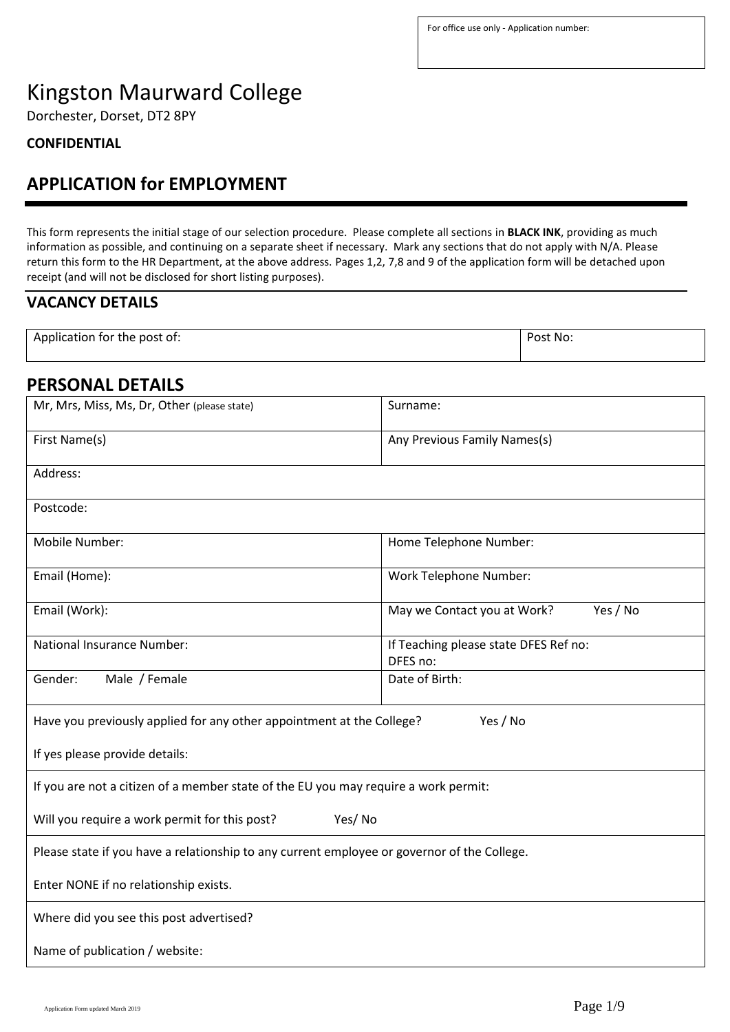| For office use only - Application number: |
|---|
| |

# Kingston Maurward College

Dorchester, Dorset, DT2 8PY

**CONFIDENTIAL**

## APPLICATION for EMPLOYMENT

This form represents the initial stage of our selection procedure. Please complete all sections in **BLACK INK**, providing as much information as possible, and continuing on a separate sheet if necessary. Mark any sections that do not apply with N/A. Please return this form to the HR Department, at the above address. Pages 1,2, 7,8 and 9 of the application form will be detached upon receipt (and will not be disclosed for short listing purposes).

## VACANCY DETAILS

| Application for the post of: | Post No: |
|---|---|

## PERSONAL DETAILS

| Mr, Mrs, Miss, Ms, Dr, Other (please state) | Surname: |
|---|---|
| First Name(s) | Any Previous Family Names(s) |
| Address: | |
| Postcode: | |
| Mobile Number: | Home Telephone Number: |
| Email (Home): | Work Telephone Number: |
| Email (Work): | May we Contact you at Work? Yes / No |
| National Insurance Number: | If Teaching please state DFES Ref no: DFES no: |
| Gender: Male / Female | Date of Birth: |
| Have you previously applied for any other appointment at the College? Yes / No<br><br>If yes please provide details: | |
| If you are not a citizen of a member state of the EU you may require a work permit:<br><br>Will you require a work permit for this post? Yes/ No | |
| Please state if you have a relationship to any current employee or governor of the College.<br><br>Enter NONE if no relationship exists. | |
| Where did you see this post advertised?<br><br>Name of publication / website: | |

Application Form updated March 2019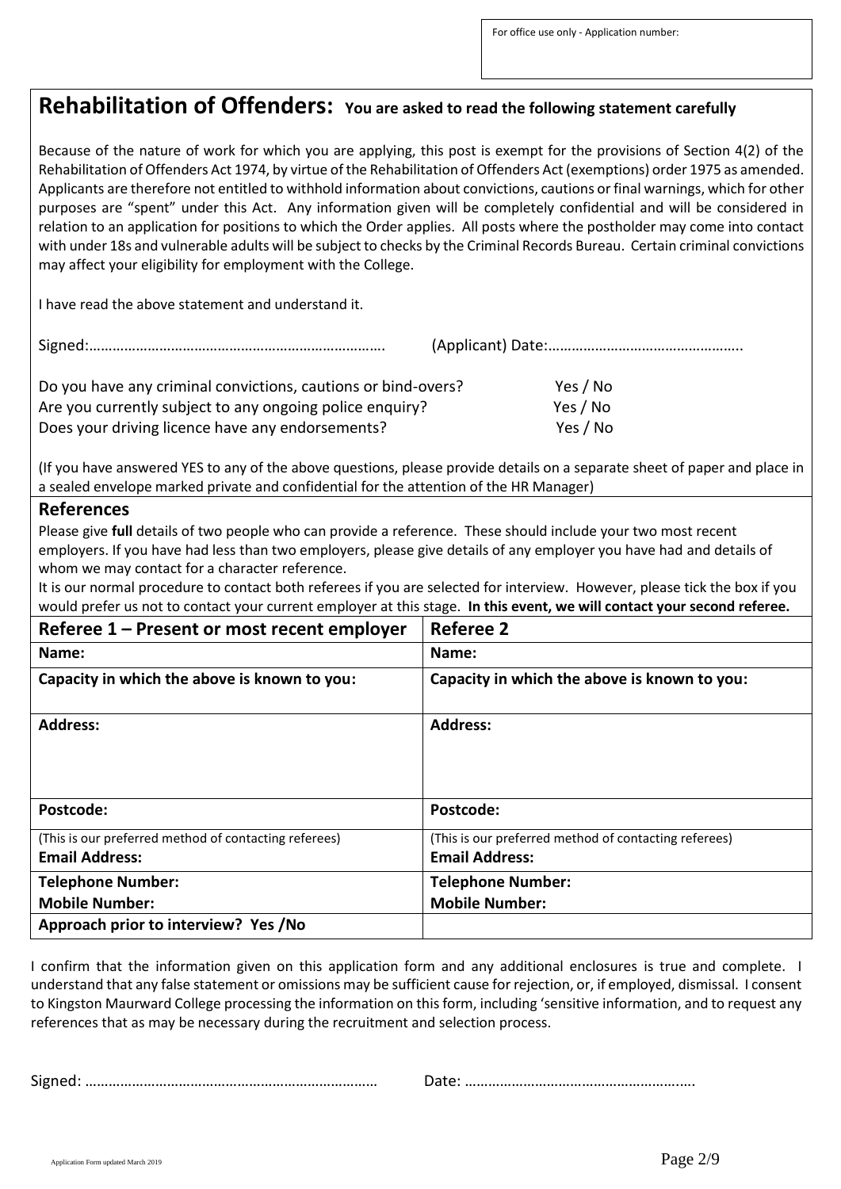For office use only - Application number:

## Rehabilitation of Offenders: You are asked to read the following statement carefully

Because of the nature of work for which you are applying, this post is exempt for the provisions of Section 4(2) of the Rehabilitation of Offenders Act 1974, by virtue of the Rehabilitation of Offenders Act (exemptions) order 1975 as amended. Applicants are therefore not entitled to withhold information about convictions, cautions or final warnings, which for other purposes are "spent" under this Act. Any information given will be completely confidential and will be considered in relation to an application for positions to which the Order applies. All posts where the postholder may come into contact with under 18s and vulnerable adults will be subject to checks by the Criminal Records Bureau. Certain criminal convictions may affect your eligibility for employment with the College.

I have read the above statement and understand it.

Signed:…………………………………………………………………. (Applicant) Date:…………………………………………..

Do you have any criminal convictions, cautions or bind-overs? Yes / No
Are you currently subject to any ongoing police enquiry? Yes / No
Does your driving licence have any endorsements? Yes / No

(If you have answered YES to any of the above questions, please provide details on a separate sheet of paper and place in a sealed envelope marked private and confidential for the attention of the HR Manager)

## References

Please give **full** details of two people who can provide a reference. These should include your two most recent employers. If you have had less than two employers, please give details of any employer you have had and details of whom we may contact for a character reference.

It is our normal procedure to contact both referees if you are selected for interview. However, please tick the box if you would prefer us not to contact your current employer at this stage. **In this event, we will contact your second referee.**

| Referee 1 – Present or most recent employer | Referee 2 |
|---|---|
| **Name:** | **Name:** |
| **Capacity in which the above is known to you:** | **Capacity in which the above is known to you:** |
| **Address:** | **Address:** |
| **Postcode:** | **Postcode:** |
| (This is our preferred method of contacting referees) **Email Address:** | (This is our preferred method of contacting referees) **Email Address:** |
| **Telephone Number:** **Mobile Number:** | **Telephone Number:** **Mobile Number:** |
| **Approach prior to interview? Yes /No** | |

I confirm that the information given on this application form and any additional enclosures is true and complete. I understand that any false statement or omissions may be sufficient cause for rejection, or, if employed, dismissal. I consent to Kingston Maurward College processing the information on this form, including 'sensitive information, and to request any references that as may be necessary during the recruitment and selection process.

Signed: ………………………………………………………………… Date: …………………………………………………..

Application Form updated March 2019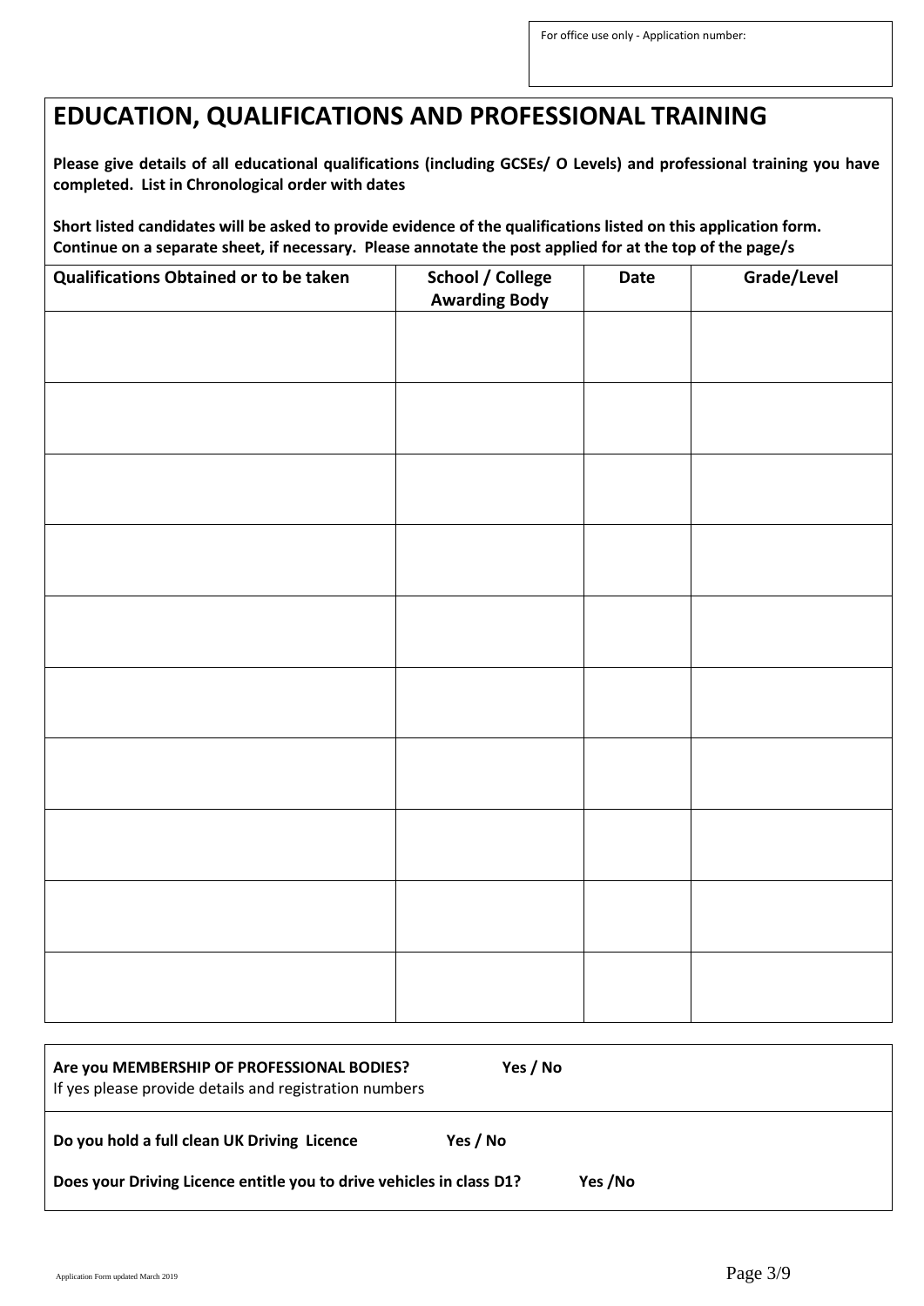For office use only - Application number:

# EDUCATION, QUALIFICATIONS AND PROFESSIONAL TRAINING

**Please give details of all educational qualifications (including GCSEs/ O Levels) and professional training you have completed. List in Chronological order with dates**

**Short listed candidates will be asked to provide evidence of the qualifications listed on this application form. Continue on a separate sheet, if necessary. Please annotate the post applied for at the top of the page/s**

| Qualifications Obtained or to be taken | School / College Awarding Body | Date | Grade/Level |
|---|---|---|---|
| | | | |
| | | | |
| | | | |
| | | | |
| | | | |
| | | | |
| | | | |
| | | | |
| | | | |
| | | | |

**Are you MEMBERSHIP OF PROFESSIONAL BODIES?** **Yes / No**
If yes please provide details and registration numbers

**Do you hold a full clean UK Driving Licence** **Yes / No**

**Does your Driving Licence entitle you to drive vehicles in class D1?** **Yes /No**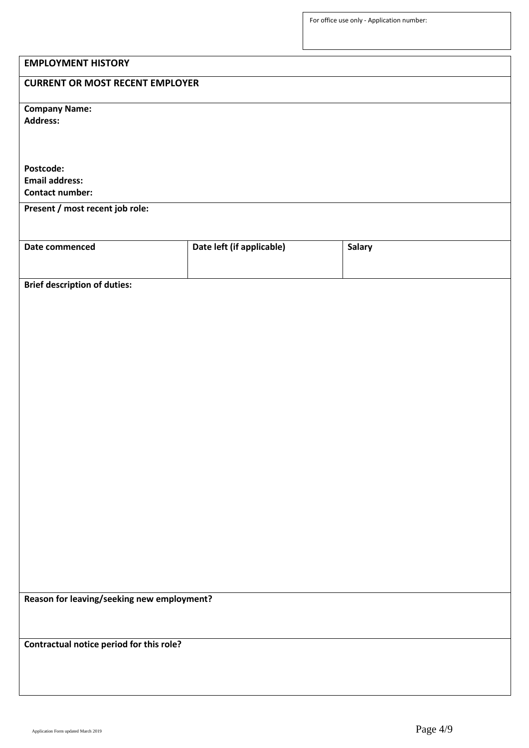For office use only - Application number:

## EMPLOYMENT HISTORY

### CURRENT OR MOST RECENT EMPLOYER

**Company Name:**
**Address:**

**Postcode:**
**Email address:**
**Contact number:**

**Present / most recent job role:**

| Date commenced | Date left (if applicable) | Salary |
|---|---|---|
| | | |

**Brief description of duties:**

**Reason for leaving/seeking new employment?**

**Contractual notice period for this role?**

Application Form updated March 2019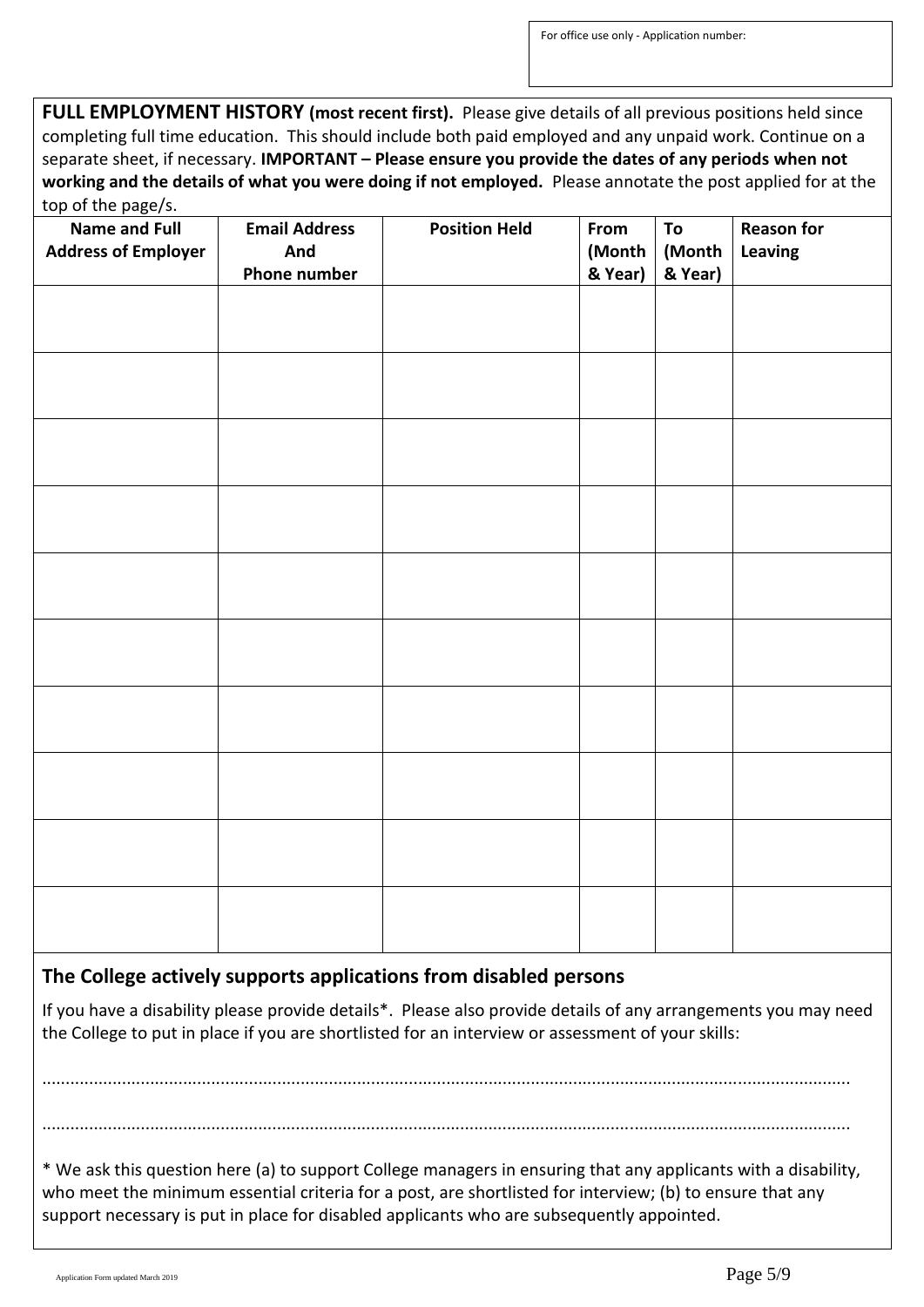For office use only - Application number:

**FULL EMPLOYMENT HISTORY (most recent first).** Please give details of all previous positions held since completing full time education. This should include both paid employed and any unpaid work. Continue on a separate sheet, if necessary. **IMPORTANT – Please ensure you provide the dates of any periods when not working and the details of what you were doing if not employed.** Please annotate the post applied for at the top of the page/s.

| Name and Full Address of Employer | Email Address And Phone number | Position Held | From (Month & Year) | To (Month & Year) | Reason for Leaving |
|---|---|---|---|---|---|
| | | | | | |
| | | | | | |
| | | | | | |
| | | | | | |
| | | | | | |
| | | | | | |
| | | | | | |
| | | | | | |
| | | | | | |
| | | | | | |

## The College actively supports applications from disabled persons

If you have a disability please provide details*. Please also provide details of any arrangements you may need the College to put in place if you are shortlisted for an interview or assessment of your skills:

..........................................................................................................................................................

..........................................................................................................................................................

* We ask this question here (a) to support College managers in ensuring that any applicants with a disability, who meet the minimum essential criteria for a post, are shortlisted for interview; (b) to ensure that any support necessary is put in place for disabled applicants who are subsequently appointed.

Application Form updated March 2019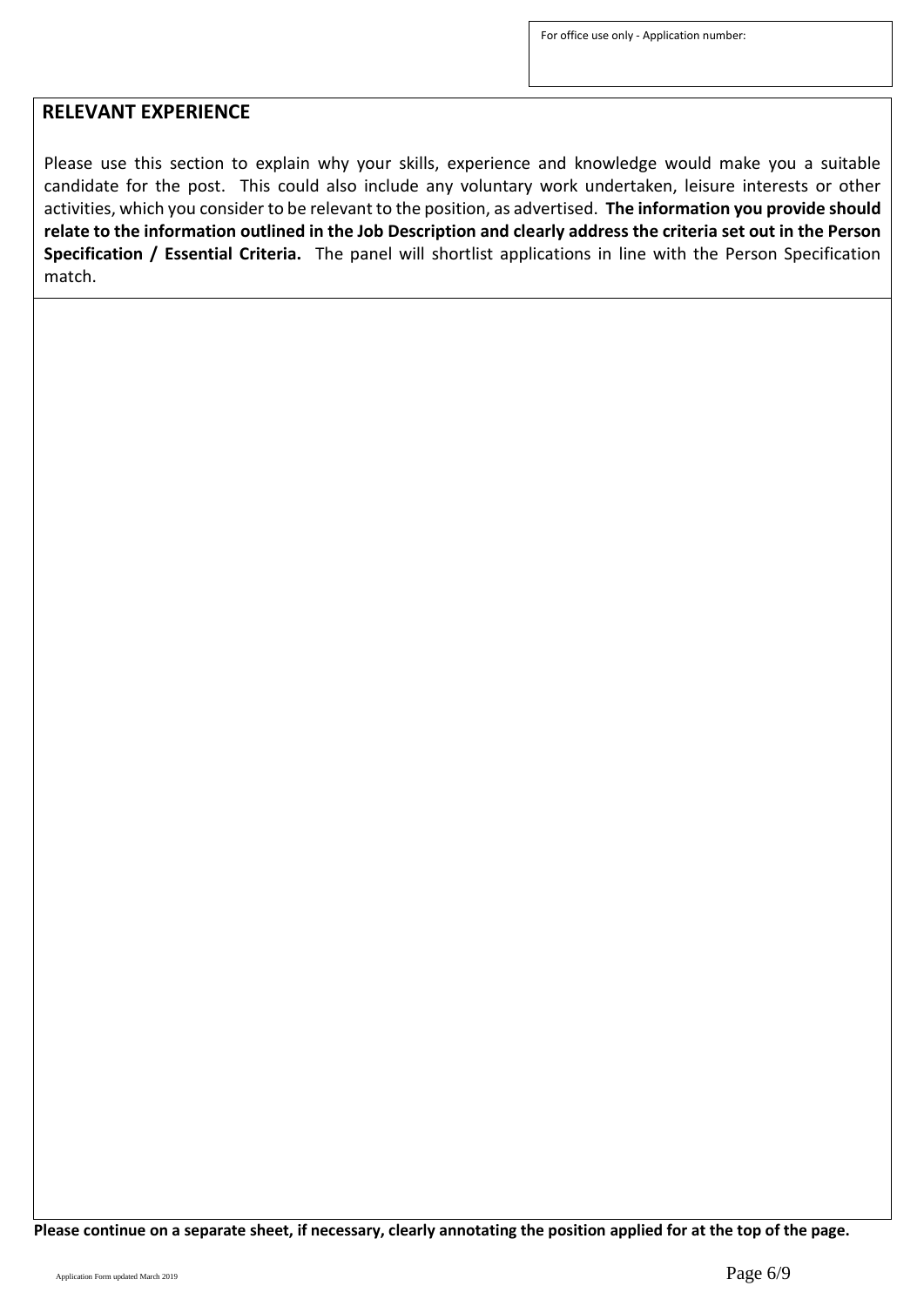For office use only - Application number:

## RELEVANT EXPERIENCE

Please use this section to explain why your skills, experience and knowledge would make you a suitable candidate for the post. This could also include any voluntary work undertaken, leisure interests or other activities, which you consider to be relevant to the position, as advertised. **The information you provide should relate to the information outlined in the Job Description and clearly address the criteria set out in the Person Specification / Essential Criteria.** The panel will shortlist applications in line with the Person Specification match.

**Please continue on a separate sheet, if necessary, clearly annotating the position applied for at the top of the page.**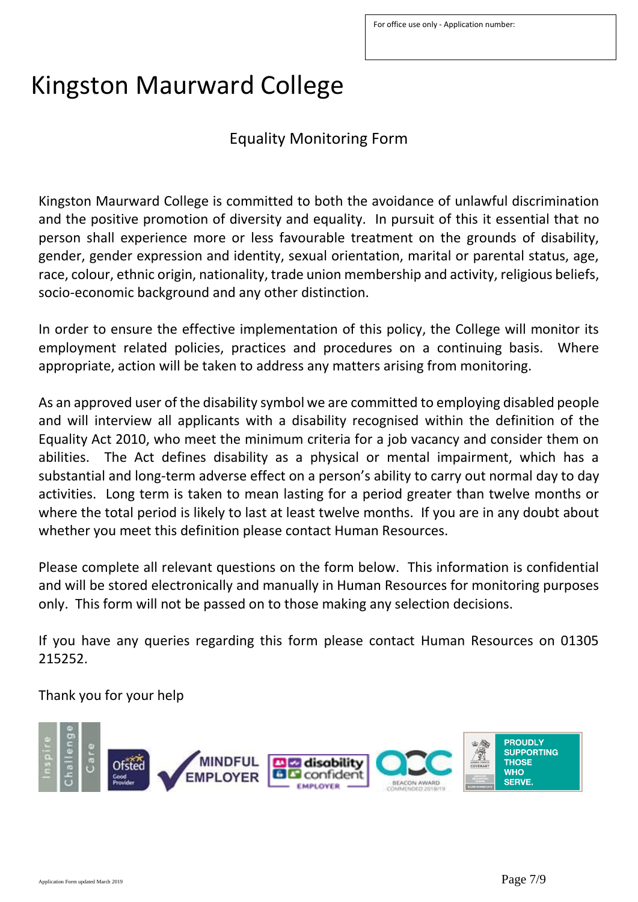For office use only - Application number:

# Kingston Maurward College

## Equality Monitoring Form

Kingston Maurward College is committed to both the avoidance of unlawful discrimination and the positive promotion of diversity and equality. In pursuit of this it essential that no person shall experience more or less favourable treatment on the grounds of disability, gender, gender expression and identity, sexual orientation, marital or parental status, age, race, colour, ethnic origin, nationality, trade union membership and activity, religious beliefs, socio-economic background and any other distinction.

In order to ensure the effective implementation of this policy, the College will monitor its employment related policies, practices and procedures on a continuing basis. Where appropriate, action will be taken to address any matters arising from monitoring.

As an approved user of the disability symbol we are committed to employing disabled people and will interview all applicants with a disability recognised within the definition of the Equality Act 2010, who meet the minimum criteria for a job vacancy and consider them on abilities. The Act defines disability as a physical or mental impairment, which has a substantial and long-term adverse effect on a person's ability to carry out normal day to day activities. Long term is taken to mean lasting for a period greater than twelve months or where the total period is likely to last at least twelve months. If you are in any doubt about whether you meet this definition please contact Human Resources.

Please complete all relevant questions on the form below. This information is confidential and will be stored electronically and manually in Human Resources for monitoring purposes only. This form will not be passed on to those making any selection decisions.

If you have any queries regarding this form please contact Human Resources on 01305 215252.

Thank you for your help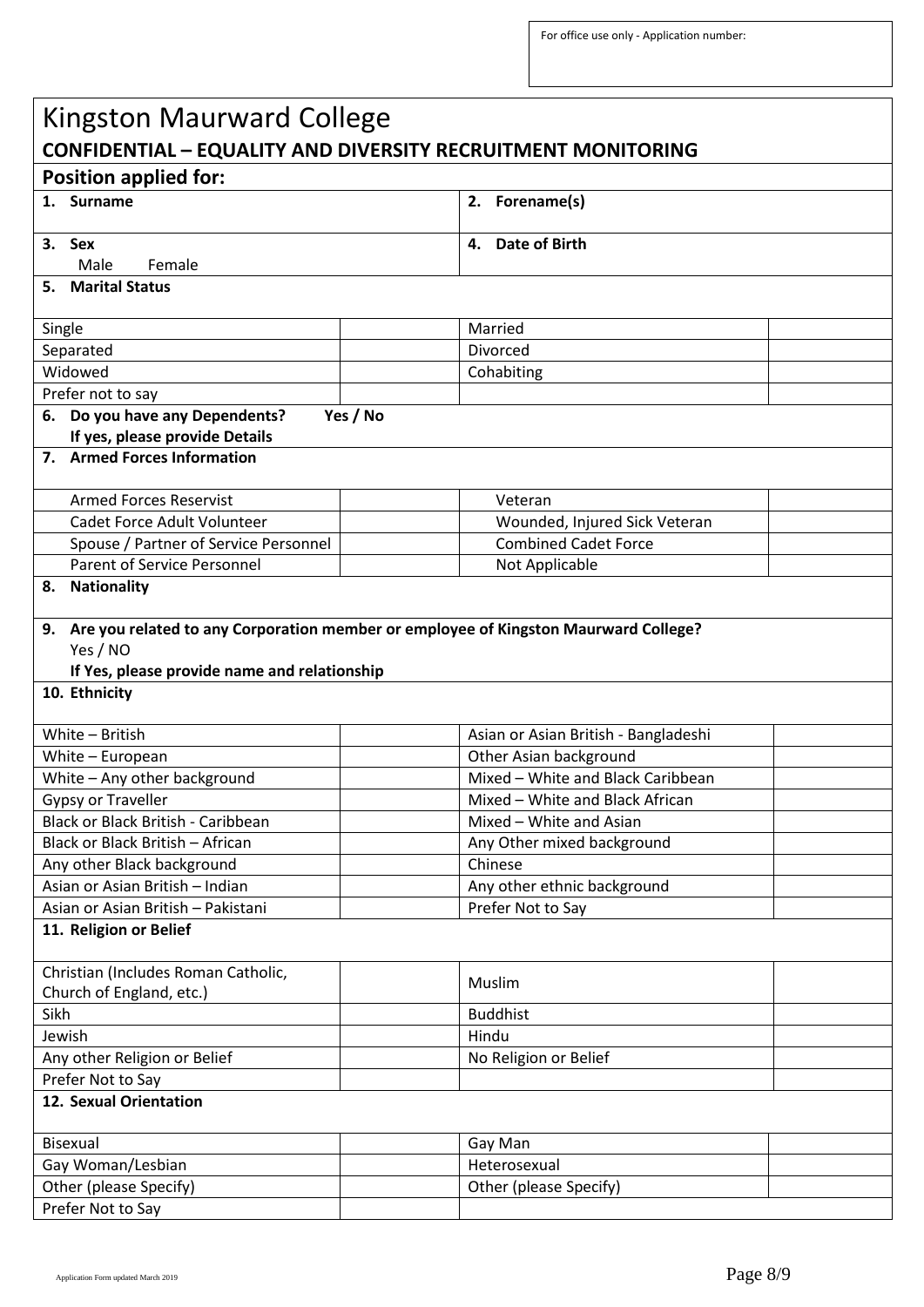For office use only - Application number:

# Kingston Maurward College

## CONFIDENTIAL – EQUALITY AND DIVERSITY RECRUITMENT MONITORING

**Position applied for:**

| **1. Surname** | **2. Forename(s)** |
|---|---|
| **3. Sex**<br>Male Female | **4. Date of Birth** |

**5. Marital Status**

| | | | |
|---|---|---|---|
| Single | | Married | |
| Separated | | Divorced | |
| Widowed | | Cohabiting | |
| Prefer not to say | | | |

**6. Do you have any Dependents? Yes / No**
**If yes, please provide Details**

**7. Armed Forces Information**

| | | | |
|---|---|---|---|
| Armed Forces Reservist | | Veteran | |
| Cadet Force Adult Volunteer | | Wounded, Injured Sick Veteran | |
| Spouse / Partner of Service Personnel | | Combined Cadet Force | |
| Parent of Service Personnel | | Not Applicable | |

**8. Nationality**

**9. Are you related to any Corporation member or employee of Kingston Maurward College?**
Yes / NO
**If Yes, please provide name and relationship**

**10. Ethnicity**

| | | | |
|---|---|---|---|
| White – British | | Asian or Asian British - Bangladeshi | |
| White – European | | Other Asian background | |
| White – Any other background | | Mixed – White and Black Caribbean | |
| Gypsy or Traveller | | Mixed – White and Black African | |
| Black or Black British - Caribbean | | Mixed – White and Asian | |
| Black or Black British – African | | Any Other mixed background | |
| Any other Black background | | Chinese | |
| Asian or Asian British – Indian | | Any other ethnic background | |
| Asian or Asian British – Pakistani | | Prefer Not to Say | |

**11. Religion or Belief**

| | | | |
|---|---|---|---|
| Christian (Includes Roman Catholic, Church of England, etc.) | | Muslim | |
| Sikh | | Buddhist | |
| Jewish | | Hindu | |
| Any other Religion or Belief | | No Religion or Belief | |
| Prefer Not to Say | | | |

**12. Sexual Orientation**

| | | | |
|---|---|---|---|
| Bisexual | | Gay Man | |
| Gay Woman/Lesbian | | Heterosexual | |
| Other (please Specify) | | Other (please Specify) | |
| Prefer Not to Say | | | |

Application Form updated March 2019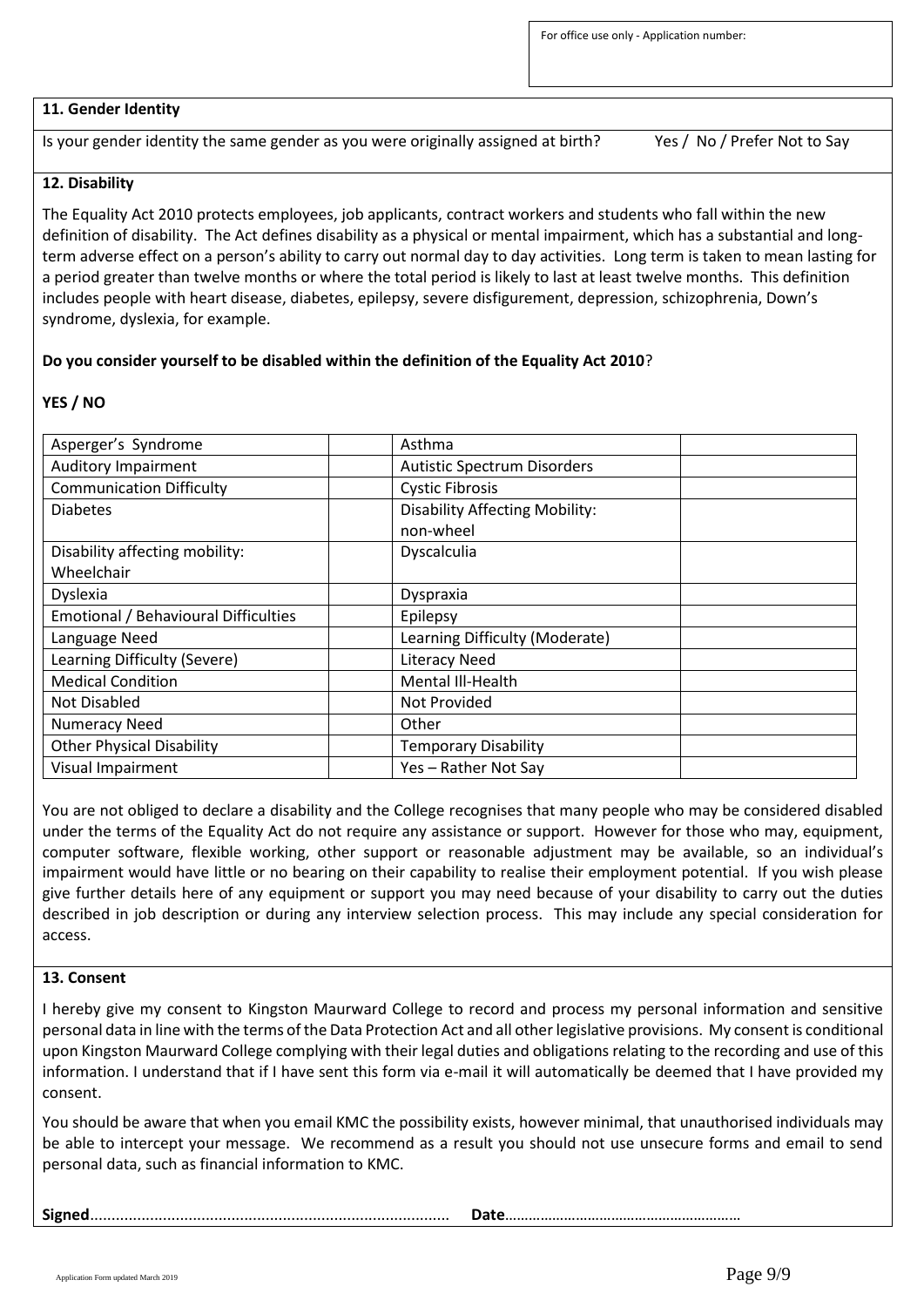For office use only - Application number:

**11. Gender Identity**

Is your gender identity the same gender as you were originally assigned at birth? Yes / No / Prefer Not to Say

**12. Disability**

The Equality Act 2010 protects employees, job applicants, contract workers and students who fall within the new definition of disability. The Act defines disability as a physical or mental impairment, which has a substantial and long-term adverse effect on a person's ability to carry out normal day to day activities. Long term is taken to mean lasting for a period greater than twelve months or where the total period is likely to last at least twelve months. This definition includes people with heart disease, diabetes, epilepsy, severe disfigurement, depression, schizophrenia, Down's syndrome, dyslexia, for example.

**Do you consider yourself to be disabled within the definition of the Equality Act 2010**?

**YES / NO**

| | | | |
|---|---|---|---|
| Asperger's Syndrome | | Asthma | |
| Auditory Impairment | | Autistic Spectrum Disorders | |
| Communication Difficulty | | Cystic Fibrosis | |
| Diabetes | | Disability Affecting Mobility: non-wheel | |
| Disability affecting mobility: Wheelchair | | Dyscalculia | |
| Dyslexia | | Dyspraxia | |
| Emotional / Behavioural Difficulties | | Epilepsy | |
| Language Need | | Learning Difficulty (Moderate) | |
| Learning Difficulty (Severe) | | Literacy Need | |
| Medical Condition | | Mental Ill-Health | |
| Not Disabled | | Not Provided | |
| Numeracy Need | | Other | |
| Other Physical Disability | | Temporary Disability | |
| Visual Impairment | | Yes – Rather Not Say | |

You are not obliged to declare a disability and the College recognises that many people who may be considered disabled under the terms of the Equality Act do not require any assistance or support. However for those who may, equipment, computer software, flexible working, other support or reasonable adjustment may be available, so an individual's impairment would have little or no bearing on their capability to realise their employment potential. If you wish please give further details here of any equipment or support you may need because of your disability to carry out the duties described in job description or during any interview selection process. This may include any special consideration for access.

**13. Consent**

I hereby give my consent to Kingston Maurward College to record and process my personal information and sensitive personal data in line with the terms of the Data Protection Act and all other legislative provisions. My consent is conditional upon Kingston Maurward College complying with their legal duties and obligations relating to the recording and use of this information. I understand that if I have sent this form via e-mail it will automatically be deemed that I have provided my consent.

You should be aware that when you email KMC the possibility exists, however minimal, that unauthorised individuals may be able to intercept your message. We recommend as a result you should not use unsecure forms and email to send personal data, such as financial information to KMC.

**Signed**.................................................................................. **Date**…………………………………………………

Application Form updated March 2019